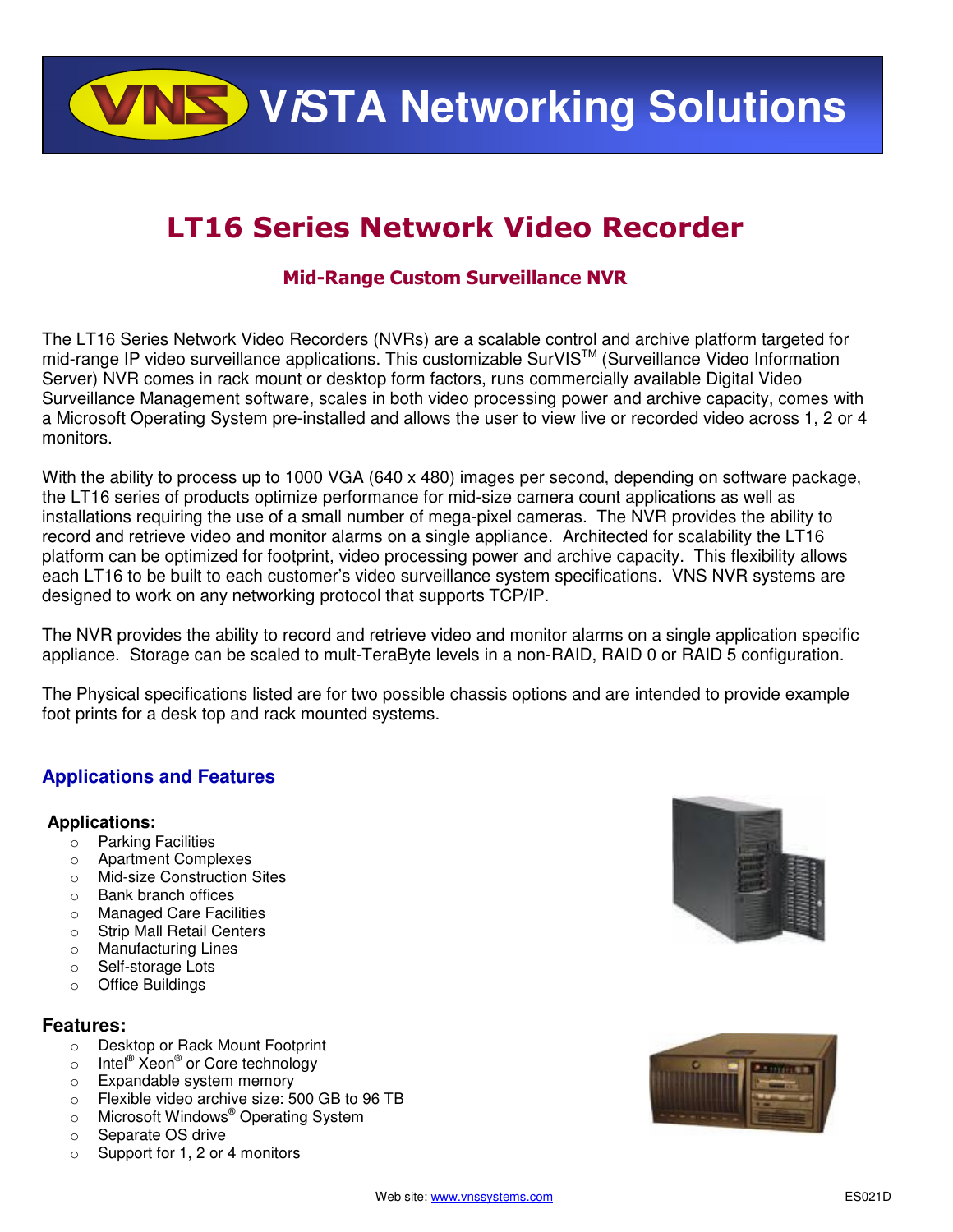# ViSTA Networking Solutions

## LT16 Series Network Video Recorder

### Mid-Range Custom Surveillance NVR

The LT16 Series Network Video Recorders (NVRs) are a scalable control and archive platform targeted for mid-range IP video surveillance applications. This customizable SurVIS™ (Surveillance Video Information Server) NVR comes in rack mount or desktop form factors, runs commercially available Digital Video Surveillance Management software, scales in both video processing power and archive capacity, comes with a Microsoft Operating System pre-installed and allows the user to view live or recorded video across 1, 2 or 4 monitors.

With the ability to process up to 1000 VGA (640 x 480) images per second, depending on software package, the LT16 series of products optimize performance for mid-size camera count applications as well as installations requiring the use of a small number of mega-pixel cameras. The NVR provides the ability to record and retrieve video and monitor alarms on a single appliance. Architected for scalability the LT16 platform can be optimized for footprint, video processing power and archive capacity. This flexibility allows each LT16 to be built to each customer's video surveillance system specifications. VNS NVR systems are designed to work on any networking protocol that supports TCP/IP.

The NVR provides the ability to record and retrieve video and monitor alarms on a single application specific appliance. Storage can be scaled to mult-TeraByte levels in a non-RAID, RAID 0 or RAID 5 configuration.

The Physical specifications listed are for two possible chassis options and are intended to provide example foot prints for a desk top and rack mounted systems.

### Applications and Features

**Applications:**

- Parking Facilities
- Apartment Complexes
- Mid-size Construction Sites
- Bank branch offices
- Managed Care Facilities
- Strip Mall Retail Centers
- Manufacturing Lines
- Self-storage Lots
- Office Buildings

**Features:**

- Desktop or Rack Mount Footprint
- Intel® Xeon® or Core technology
- Expandable system memory
- Flexible video archive size: 500 GB to 96 TB
- Microsoft Windows® Operating System
- Separate OS drive
- Support for 1, 2 or 4 monitors

Web site: www.vnssystems.com ES021D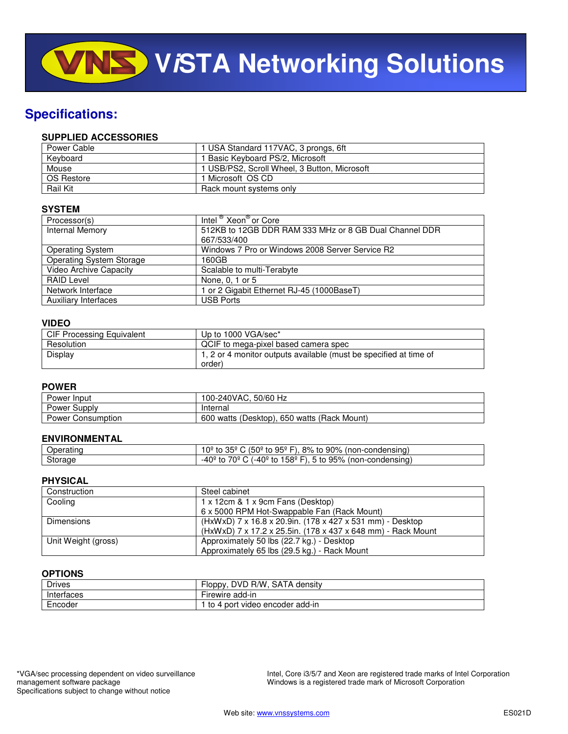# ViSTA Networking Solutions

## Specifications:

### SUPPLIED ACCESSORIES

| | |
|---|---|
| Power Cable | 1 USA Standard 117VAC, 3 prongs, 6ft |
| Keyboard | 1 Basic Keyboard PS/2, Microsoft |
| Mouse | 1 USB/PS2, Scroll Wheel, 3 Button, Microsoft |
| OS Restore | 1 Microsoft OS CD |
| Rail Kit | Rack mount systems only |

### SYSTEM

| | |
|---|---|
| Processor(s) | Intel ® Xeon® or Core |
| Internal Memory | 512KB to 12GB DDR RAM 333 MHz or 8 GB Dual Channel DDR 667/533/400 |
| Operating System | Windows 7 Pro or Windows 2008 Server Service R2 |
| Operating System Storage | 160GB |
| Video Archive Capacity | Scalable to multi-Terabyte |
| RAID Level | None, 0, 1 or 5 |
| Network Interface | 1 or 2 Gigabit Ethernet RJ-45 (1000BaseT) |
| Auxiliary Interfaces | USB Ports |

### VIDEO

| | |
|---|---|
| CIF Processing Equivalent | Up to 1000 VGA/sec* |
| Resolution | QCIF to mega-pixel based camera spec |
| Display | 1, 2 or 4 monitor outputs available (must be specified at time of order) |

### POWER

| | |
|---|---|
| Power Input | 100-240VAC, 50/60 Hz |
| Power Supply | Internal |
| Power Consumption | 600 watts (Desktop), 650 watts (Rack Mount) |

### ENVIRONMENTAL

| | |
|---|---|
| Operating | 10º to 35º C (50º to 95º F), 8% to 90% (non-condensing) |
| Storage | -40º to 70º C (-40º to 158º F), 5 to 95% (non-condensing) |

### PHYSICAL

| | |
|---|---|
| Construction | Steel cabinet |
| Cooling | 1 x 12cm & 1 x 9cm Fans (Desktop)<br>6 x 5000 RPM Hot-Swappable Fan (Rack Mount) |
| Dimensions | (HxWxD) 7 x 16.8 x 20.9in. (178 x 427 x 531 mm) - Desktop<br>(HxWxD) 7 x 17.2 x 25.5in. (178 x 437 x 648 mm) - Rack Mount |
| Unit Weight (gross) | Approximately 50 lbs (22.7 kg.) - Desktop<br>Approximately 65 lbs (29.5 kg.) - Rack Mount |

### OPTIONS

| | |
|---|---|
| Drives | Floppy, DVD R/W, SATA density |
| Interfaces | Firewire add-in |
| Encoder | 1 to 4 port video encoder add-in |

*VGA/sec processing dependent on video surveillance management software package
Specifications subject to change without notice

Intel, Core i3/5/7 and Xeon are registered trade marks of Intel Corporation
Windows is a registered trade mark of Microsoft Corporation

Web site: www.vnssystems.com

ES021D